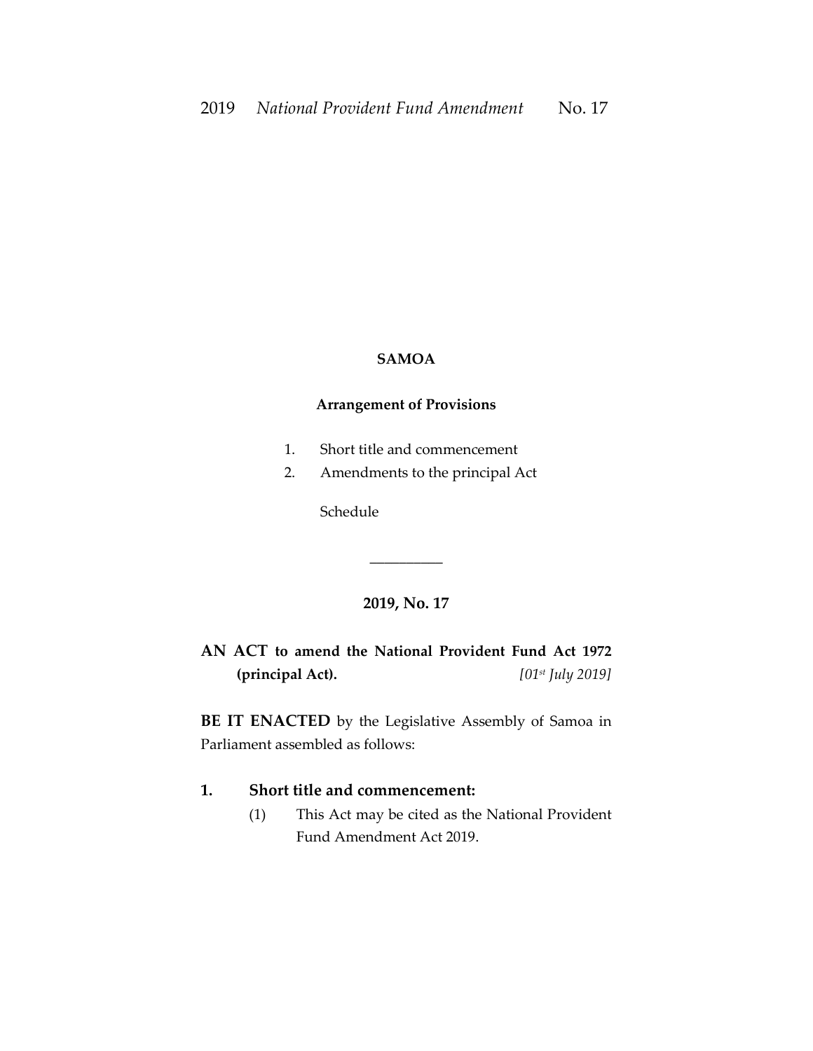**SAMOA**

**Arrangement of Provisions**

1. Short title and commencement
2. Amendments to the principal Act

Schedule

---

**2019, No. 17**

**AN ACT to amend the National Provident Fund Act 1972 (principal Act).** *[01st July 2019]*

**BE IT ENACTED** by the Legislative Assembly of Samoa in Parliament assembled as follows:

**1. Short title and commencement:**

(1) This Act may be cited as the National Provident Fund Amendment Act 2019.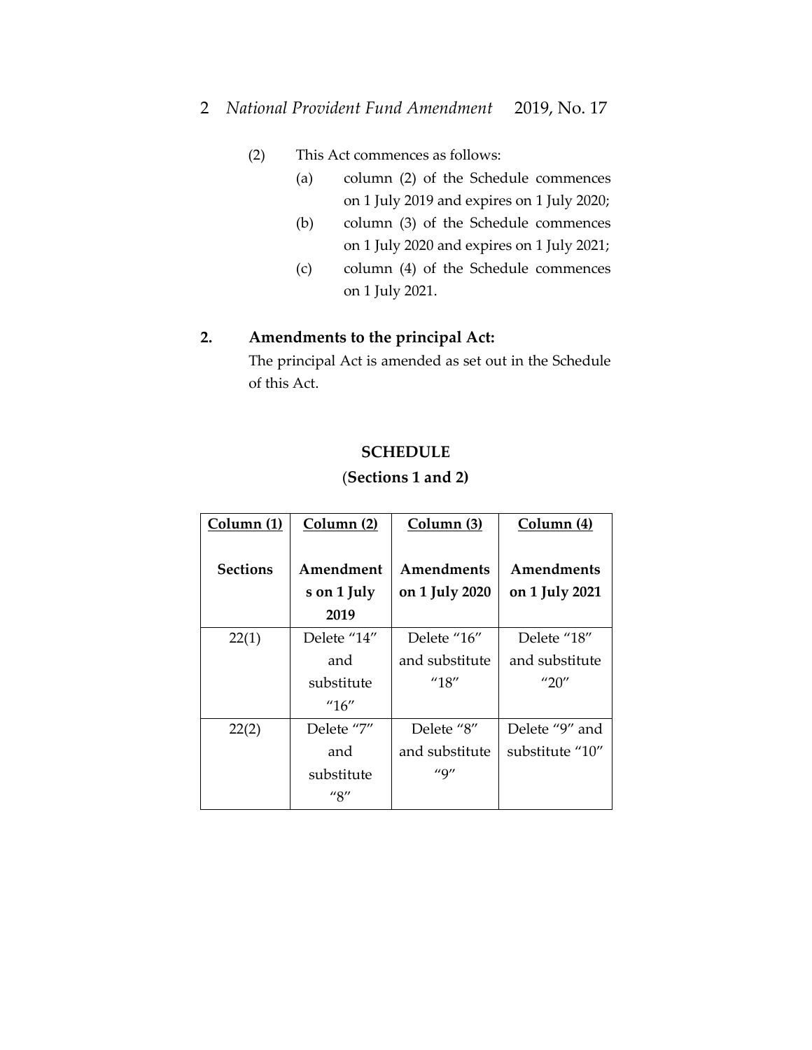(2) This Act commences as follows:

(a) column (2) of the Schedule commences on 1 July 2019 and expires on 1 July 2020;

(b) column (3) of the Schedule commences on 1 July 2020 and expires on 1 July 2021;

(c) column (4) of the Schedule commences on 1 July 2021.

**2. Amendments to the principal Act:**

The principal Act is amended as set out in the Schedule of this Act.

## SCHEDULE

**(Sections 1 and 2)**

| Column (1) | Column (2) | Column (3) | Column (4) |
|---|---|---|---|
| **Sections** | **Amendments on 1 July 2019** | **Amendments on 1 July 2020** | **Amendments on 1 July 2021** |
| 22(1) | Delete "14" and substitute "16" | Delete "16" and substitute "18" | Delete "18" and substitute "20" |
| 22(2) | Delete "7" and substitute "8" | Delete "8" and substitute "9" | Delete "9" and substitute "10" |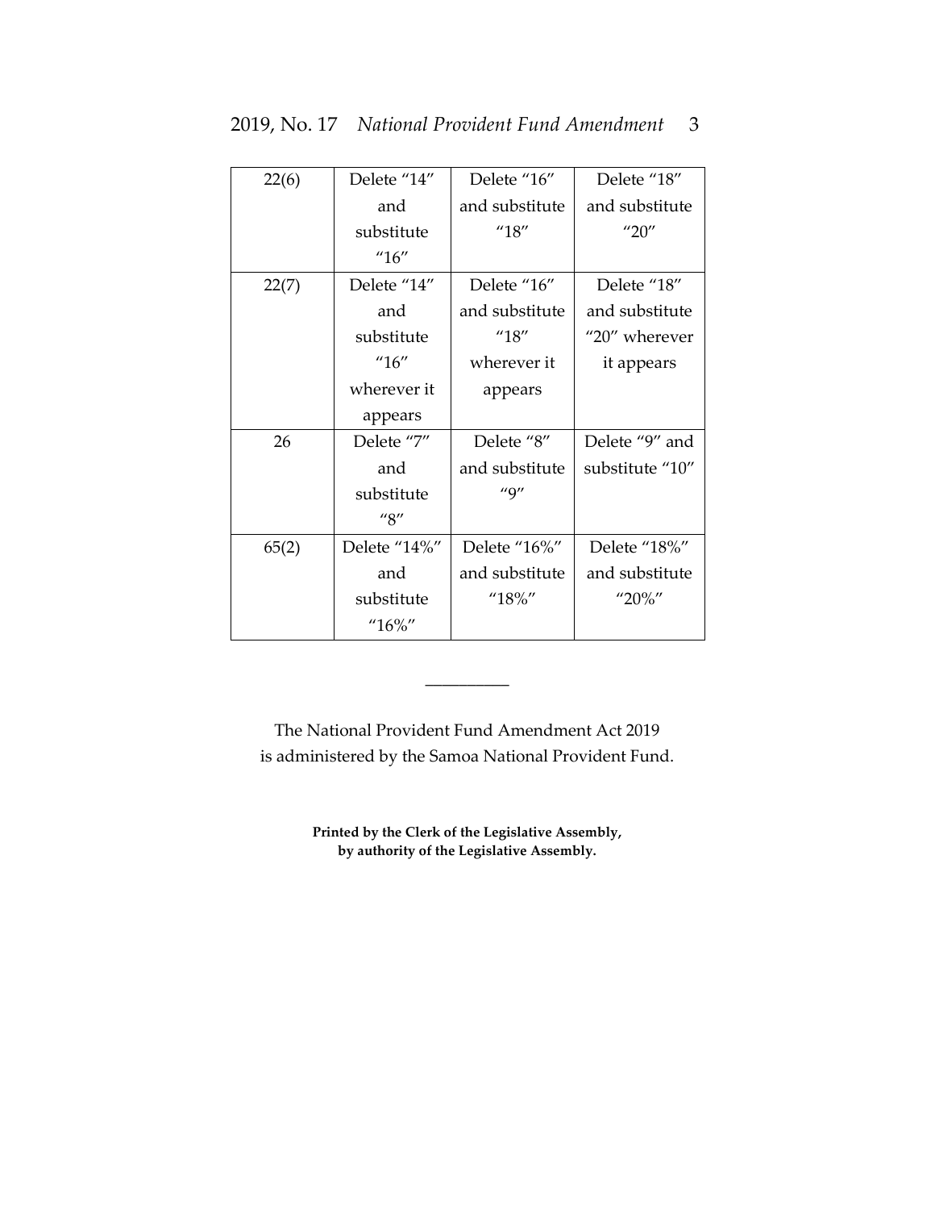| | | | |
|---|---|---|---|
| 22(6) | Delete "14" and substitute "16" | Delete "16" and substitute "18" | Delete "18" and substitute "20" |
| 22(7) | Delete "14" and substitute "16" wherever it appears | Delete "16" and substitute "18" wherever it appears | Delete "18" and substitute "20" wherever it appears |
| 26 | Delete "7" and substitute "8" | Delete "8" and substitute "9" | Delete "9" and substitute "10" |
| 65(2) | Delete "14%" and substitute "16%" | Delete "16%" and substitute "18%" | Delete "18%" and substitute "20%" |

---

The National Provident Fund Amendment Act 2019
is administered by the Samoa National Provident Fund.

**Printed by the Clerk of the Legislative Assembly,**
**by authority of the Legislative Assembly.**